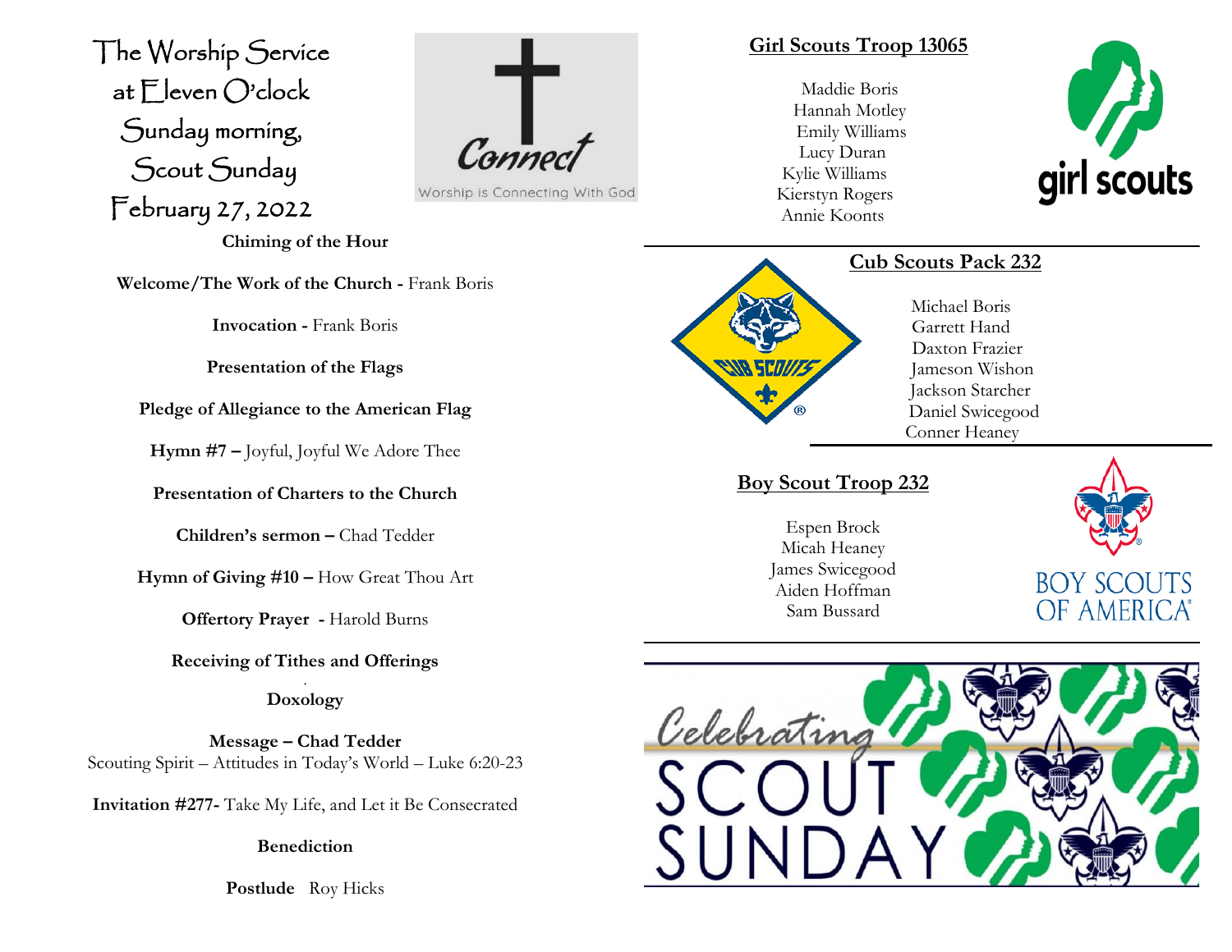# The Worship Service at Eleven O'clock Sunday morning, Scout Sunday February 27, 2022

Connect
Worship is Connecting With God

**Chiming of the Hour**

**Welcome/The Work of the Church -** Frank Boris

**Invocation -** Frank Boris

**Presentation of the Flags**

**Pledge of Allegiance to the American Flag**

**Hymn #7 –** Joyful, Joyful We Adore Thee

**Presentation of Charters to the Church**

**Children's sermon –** Chad Tedder

**Hymn of Giving #10 –** How Great Thou Art

**Offertory Prayer -** Harold Burns

**Receiving of Tithes and Offerings**

**Doxology**

**Message – Chad Tedder**
Scouting Spirit – Attitudes in Today's World – Luke 6:20-23

**Invitation #277-** Take My Life, and Let it Be Consecrated

**Benediction**

**Postlude** Roy Hicks

## Girl Scouts Troop 13065

Maddie Boris
Hannah Motley
Emily Williams
Lucy Duran
Kylie Williams
Kierstyn Rogers
Annie Koonts

## Cub Scouts Pack 232

Michael Boris
Garrett Hand
Daxton Frazier
Jameson Wishon
Jackson Starcher
Daniel Swicegood
Conner Heaney

## Boy Scout Troop 232

Espen Brock
Micah Heaney
James Swicegood
Aiden Hoffman
Sam Bussard

Celebrating SCOUT SUNDAY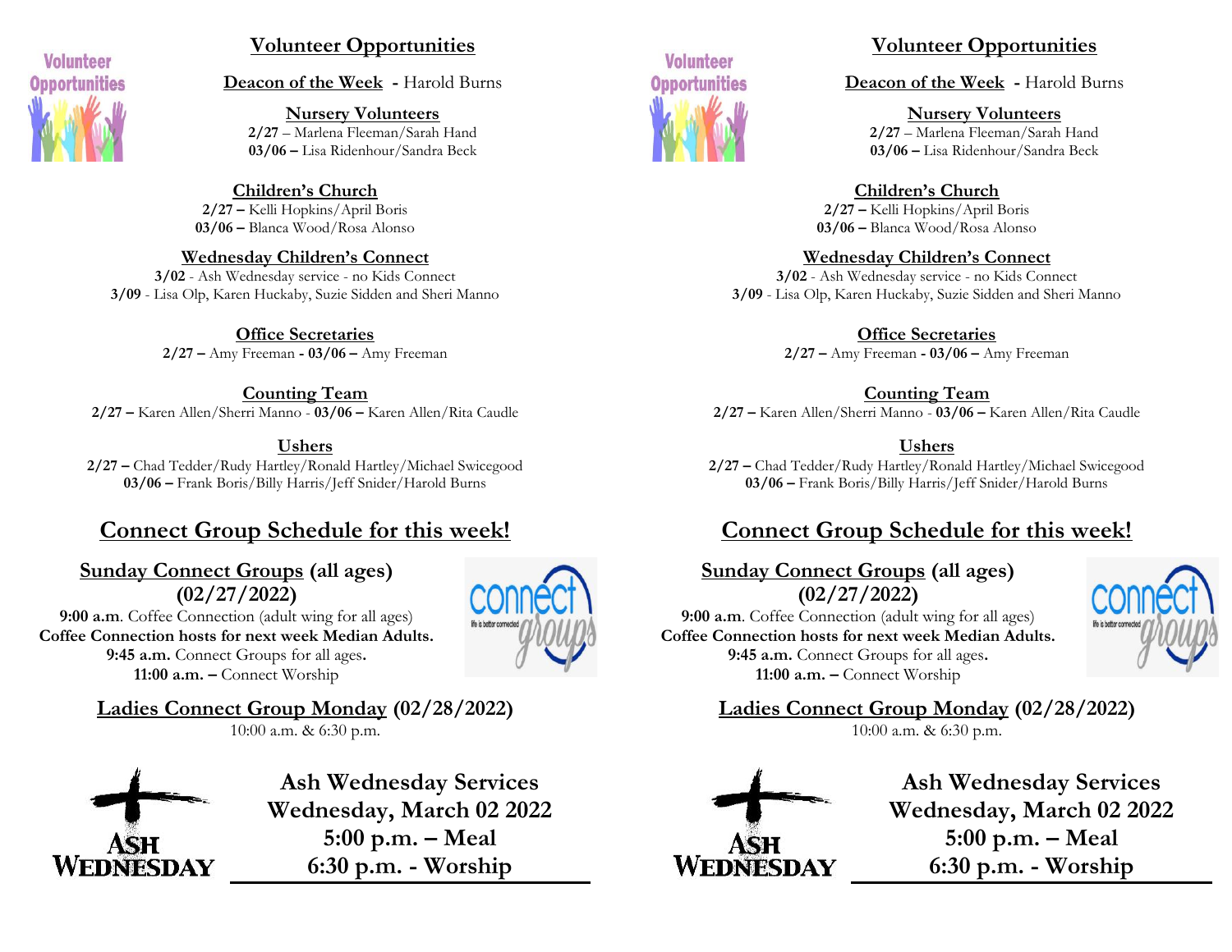## Volunteer Opportunities

**Deacon of the Week** - Harold Burns

**Nursery Volunteers**
**2/27** – Marlena Fleeman/Sarah Hand
**03/06 –** Lisa Ridenhour/Sandra Beck

**Children's Church**
**2/27 –** Kelli Hopkins/April Boris
**03/06 –** Blanca Wood/Rosa Alonso

**Wednesday Children's Connect**
**3/02** - Ash Wednesday service - no Kids Connect
**3/09** - Lisa Olp, Karen Huckaby, Suzie Sidden and Sheri Manno

**Office Secretaries**
**2/27 –** Amy Freeman **- 03/06 –** Amy Freeman

**Counting Team**
**2/27 –** Karen Allen/Sherri Manno - **03/06 –** Karen Allen/Rita Caudle

**Ushers**
**2/27 –** Chad Tedder/Rudy Hartley/Ronald Hartley/Michael Swicegood
**03/06 –** Frank Boris/Billy Harris/Jeff Snider/Harold Burns

## Connect Group Schedule for this week!

**Sunday Connect Groups (all ages)**
**(02/27/2022)**
**9:00 a.m**. Coffee Connection (adult wing for all ages)
**Coffee Connection hosts for next week Median Adults.**
**9:45 a.m.** Connect Groups for all ages**.**
**11:00 a.m. –** Connect Worship

**Ladies Connect Group Monday (02/28/2022)**
10:00 a.m. & 6:30 p.m.

**Ash Wednesday Services**
**Wednesday, March 02 2022**
**5:00 p.m. – Meal**
**6:30 p.m. - Worship**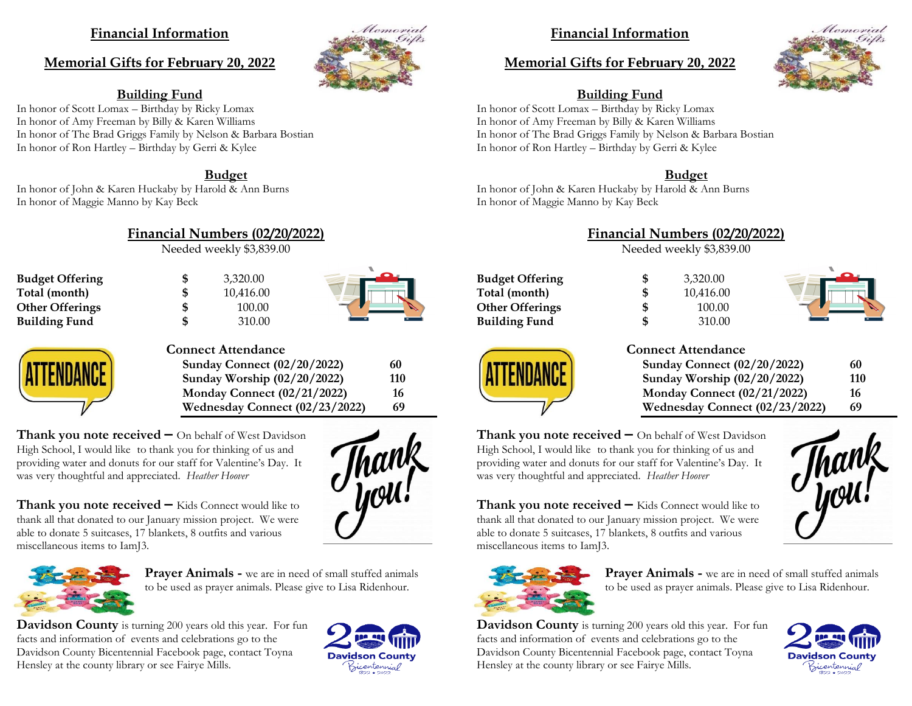## Financial Information

## Memorial Gifts for February 20, 2022

### Building Fund

In honor of Scott Lomax – Birthday by Ricky Lomax
In honor of Amy Freeman by Billy & Karen Williams
In honor of The Brad Griggs Family by Nelson & Barbara Bostian
In honor of Ron Hartley – Birthday by Gerri & Kylee

### Budget

In honor of John & Karen Huckaby by Harold & Ann Burns
In honor of Maggie Manno by Kay Beck

### Financial Numbers (02/20/2022)

Needed weekly $3,839.00

| | | |
|---|---|---|
| **Budget Offering** | $ | 3,320.00 |
| **Total (month)** | $ | 10,416.00 |
| **Other Offerings** | $ | 100.00 |
| **Building Fund** | $ | 310.00 |

**Connect Attendance**

| | |
|---|---|
| **Sunday Connect (02/20/2022)** | **60** |
| **Sunday Worship (02/20/2022)** | **110** |
| **Monday Connect (02/21/2022)** | **16** |
| **Wednesday Connect (02/23/2022)** | **69** |

**Thank you note received –** On behalf of West Davidson High School, I would like to thank you for thinking of us and providing water and donuts for our staff for Valentine's Day. It was very thoughtful and appreciated. *Heather Hoover*

**Thank you note received –** Kids Connect would like to thank all that donated to our January mission project. We were able to donate 5 suitcases, 17 blankets, 8 outfits and various miscellaneous items to IamJ3.

**Prayer Animals -** we are in need of small stuffed animals to be used as prayer animals. Please give to Lisa Ridenhour.

**Davidson County** is turning 200 years old this year. For fun facts and information of events and celebrations go to the Davidson County Bicentennial Facebook page, contact Toyna Hensley at the county library or see Fairye Mills.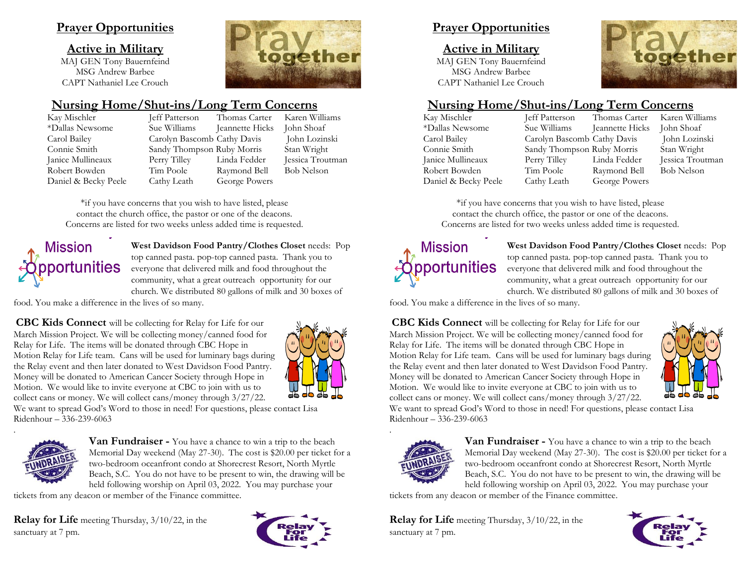## Prayer Opportunities

### Active in Military

MAJ GEN Tony Bauernfeind
MSG Andrew Barbee
CAPT Nathaniel Lee Crouch

## Nursing Home/Shut-ins/Long Term Concerns

| | | | |
|---|---|---|---|
| Kay Mischler | Jeff Patterson | Thomas Carter | Karen Williams |
| *Dallas Newsome | Sue Williams | Jeannette Hicks | John Shoaf |
| Carol Bailey | Carolyn Bascomb | Cathy Davis | John Lozinski |
| Connie Smith | Sandy Thompson | Ruby Morris | Stan Wright |
| Janice Mullineaux | Perry Tilley | Linda Fedder | Jessica Troutman |
| Robert Bowden | Tim Poole | Raymond Bell | Bob Nelson |
| Daniel & Becky Peele | Cathy Leath | George Powers | |

*if you have concerns that you wish to have listed, please contact the church office, the pastor or one of the deacons. Concerns are listed for two weeks unless added time is requested.

## Mission Opportunities

**West Davidson Food Pantry/Clothes Closet** needs: Pop top canned pasta. pop-top canned pasta. Thank you to everyone that delivered milk and food throughout the community, what a great outreach opportunity for our church. We distributed 80 gallons of milk and 30 boxes of food. You make a difference in the lives of so many.

**CBC Kids Connect** will be collecting for Relay for Life for our March Mission Project. We will be collecting money/canned food for Relay for Life. The items will be donated through CBC Hope in Motion Relay for Life team. Cans will be used for luminary bags during the Relay event and then later donated to West Davidson Food Pantry. Money will be donated to American Cancer Society through Hope in Motion. We would like to invite everyone at CBC to join with us to collect cans or money. We will collect cans/money through 3/27/22. We want to spread God's Word to those in need! For questions, please contact Lisa Ridenhour – 336-239-6063

**Van Fundraiser -** You have a chance to win a trip to the beach Memorial Day weekend (May 27-30). The cost is $20.00 per ticket for a two-bedroom oceanfront condo at Shorecrest Resort, North Myrtle Beach, S.C. You do not have to be present to win, the drawing will be held following worship on April 03, 2022. You may purchase your tickets from any deacon or member of the Finance committee.

**Relay for Life** meeting Thursday, 3/10/22, in the sanctuary at 7 pm.

## Prayer Opportunities

### Active in Military

MAJ GEN Tony Bauernfeind
MSG Andrew Barbee
CAPT Nathaniel Lee Crouch

## Nursing Home/Shut-ins/Long Term Concerns

| | | | |
|---|---|---|---|
| Kay Mischler | Jeff Patterson | Thomas Carter | Karen Williams |
| *Dallas Newsome | Sue Williams | Jeannette Hicks | John Shoaf |
| Carol Bailey | Carolyn Bascomb | Cathy Davis | John Lozinski |
| Connie Smith | Sandy Thompson | Ruby Morris | Stan Wright |
| Janice Mullineaux | Perry Tilley | Linda Fedder | Jessica Troutman |
| Robert Bowden | Tim Poole | Raymond Bell | Bob Nelson |
| Daniel & Becky Peele | Cathy Leath | George Powers | |

*if you have concerns that you wish to have listed, please contact the church office, the pastor or one of the deacons. Concerns are listed for two weeks unless added time is requested.

## Mission Opportunities

**West Davidson Food Pantry/Clothes Closet** needs: Pop top canned pasta. pop-top canned pasta. Thank you to everyone that delivered milk and food throughout the community, what a great outreach opportunity for our church. We distributed 80 gallons of milk and 30 boxes of food. You make a difference in the lives of so many.

**CBC Kids Connect** will be collecting for Relay for Life for our March Mission Project. We will be collecting money/canned food for Relay for Life. The items will be donated through CBC Hope in Motion Relay for Life team. Cans will be used for luminary bags during the Relay event and then later donated to West Davidson Food Pantry. Money will be donated to American Cancer Society through Hope in Motion. We would like to invite everyone at CBC to join with us to collect cans or money. We will collect cans/money through 3/27/22. We want to spread God's Word to those in need! For questions, please contact Lisa Ridenhour – 336-239-6063

**Van Fundraiser -** You have a chance to win a trip to the beach Memorial Day weekend (May 27-30). The cost is $20.00 per ticket for a two-bedroom oceanfront condo at Shorecrest Resort, North Myrtle Beach, S.C. You do not have to be present to win, the drawing will be held following worship on April 03, 2022. You may purchase your tickets from any deacon or member of the Finance committee.

**Relay for Life** meeting Thursday, 3/10/22, in the sanctuary at 7 pm.